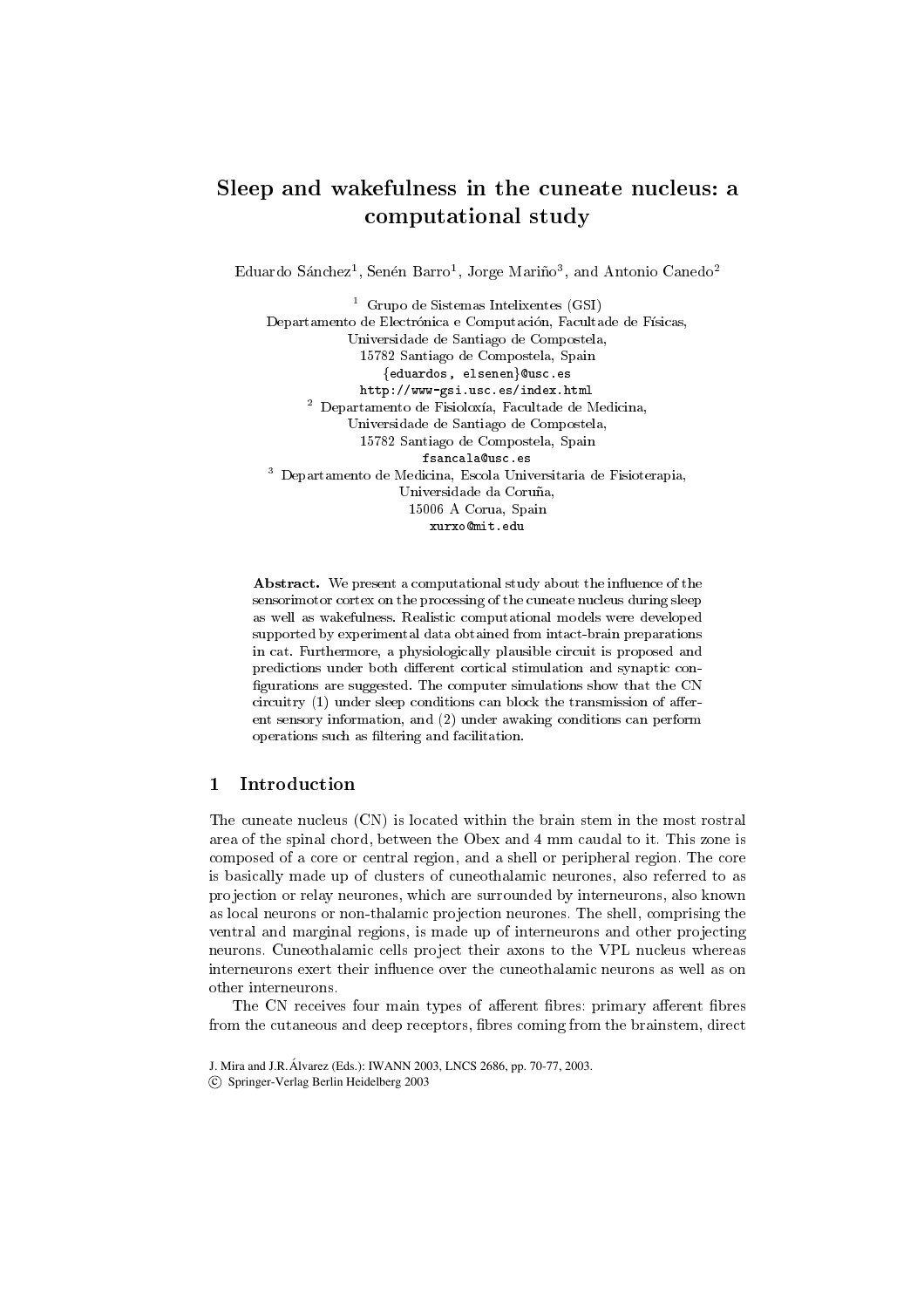# Sleep and wakefulness in the cuneate nucleus: a computational study

Eduardo Sánchez[1], Senén Barro[1], Jorge Mariño[3], and Antonio Canedo[2]

[1] Grupo de Sistemas Intelixentes (GSI)
Departamento de Electrónica e Computación, Facultade de Físicas,
Universidade de Santiago de Compostela,
15782 Santiago de Compostela, Spain
{eduardos, elsenen}@usc.es
http://www-gsi.usc.es/index.html

[2] Departamento de Fisioloxía, Facultade de Medicina,
Universidade de Santiago de Compostela,
15782 Santiago de Compostela, Spain
fsancala@usc.es

[3] Departamento de Medicina, Escola Universitaria de Fisioterapia,
Universidade da Coruña,
15006 A Corua, Spain
xurxo@mit.edu

**Abstract.** We present a computational study about the influence of the sensorimotor cortex on the processing of the cuneate nucleus during sleep as well as wakefulness. Realistic computational models were developed supported by experimental data obtained from intact-brain preparations in cat. Furthermore, a physiologically plausible circuit is proposed and predictions under both different cortical stimulation and synaptic configurations are suggested. The computer simulations show that the CN circuitry (1) under sleep conditions can block the transmission of afferent sensory information, and (2) under awaking conditions can perform operations such as filtering and facilitation.

## 1 Introduction

The cuneate nucleus (CN) is located within the brain stem in the most rostral area of the spinal chord, between the Obex and 4 mm caudal to it. This zone is composed of a core or central region, and a shell or peripheral region. The core is basically made up of clusters of cuneothalamic neurones, also referred to as projection or relay neurones, which are surrounded by interneurons, also known as local neurons or non-thalamic projection neurones. The shell, comprising the ventral and marginal regions, is made up of interneurons and other projecting neurons. Cuneothalamic cells project their axons to the VPL nucleus whereas interneurons exert their influence over the cuneothalamic neurons as well as on other interneurons.

The CN receives four main types of afferent fibres: primary afferent fibres from the cutaneous and deep receptors, fibres coming from the brainstem, direct

J. Mira and J.R.Álvarez (Eds.): IWANN 2003, LNCS 2686, pp. 70-77, 2003.
© Springer-Verlag Berlin Heidelberg 2003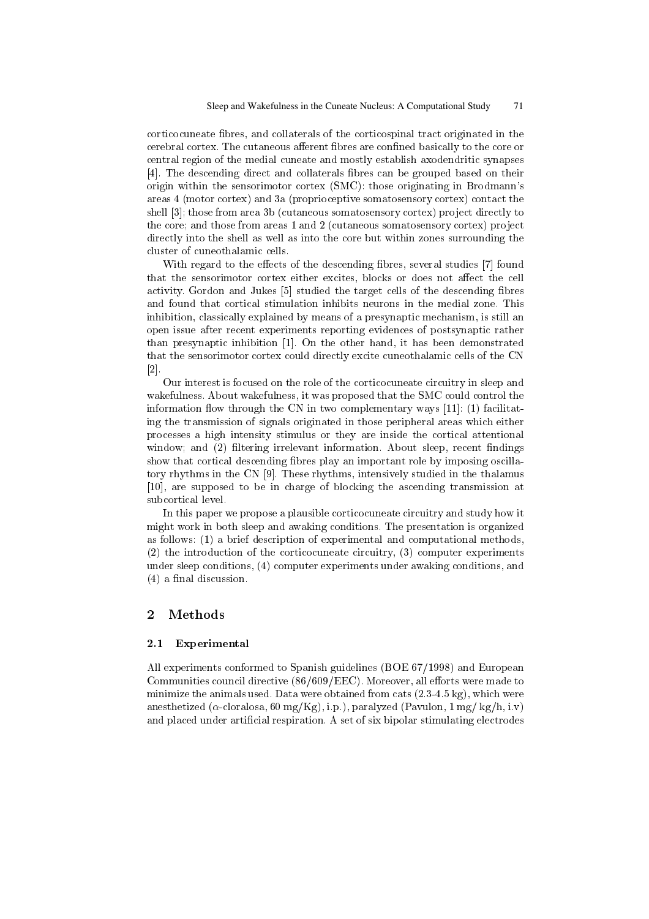corticocuneate fibres, and collaterals of the corticospinal tract originated in the cerebral cortex. The cutaneous afferent fibres are confined basically to the core or central region of the medial cuneate and mostly establish axodendritic synapses [4]. The descending direct and collaterals fibres can be grouped based on their origin within the sensorimotor cortex (SMC): those originating in Brodmann's areas 4 (motor cortex) and 3a (proprioceptive somatosensory cortex) contact the shell [3]; those from area 3b (cutaneous somatosensory cortex) project directly to the core; and those from areas 1 and 2 (cutaneous somatosensory cortex) project directly into the shell as well as into the core but within zones surrounding the cluster of cuneothalamic cells.

With regard to the effects of the descending fibres, several studies [7] found that the sensorimotor cortex either excites, blocks or does not affect the cell activity. Gordon and Jukes [5] studied the target cells of the descending fibres and found that cortical stimulation inhibits neurons in the medial zone. This inhibition, classically explained by means of a presynaptic mechanism, is still an open issue after recent experiments reporting evidences of postsynaptic rather than presynaptic inhibition [1]. On the other hand, it has been demonstrated that the sensorimotor cortex could directly excite cuneothalamic cells of the CN [2].

Our interest is focused on the role of the corticocuneate circuitry in sleep and wakefulness. About wakefulness, it was proposed that the SMC could control the information flow through the CN in two complementary ways [11]: (1) facilitating the transmission of signals originated in those peripheral areas which either processes a high intensity stimulus or they are inside the cortical attentional window; and (2) filtering irrelevant information. About sleep, recent findings show that cortical descending fibres play an important role by imposing oscillatory rhythms in the CN [9]. These rhythms, intensively studied in the thalamus [10], are supposed to be in charge of blocking the ascending transmission at subcortical level.

In this paper we propose a plausible corticocuneate circuitry and study how it might work in both sleep and awaking conditions. The presentation is organized as follows: (1) a brief description of experimental and computational methods, (2) the introduction of the corticocuneate circuitry, (3) computer experiments under sleep conditions, (4) computer experiments under awaking conditions, and (4) a final discussion.

## 2 Methods

### 2.1 Experimental

All experiments conformed to Spanish guidelines (BOE 67/1998) and European Communities council directive (86/609/EEC). Moreover, all efforts were made to minimize the animals used. Data were obtained from cats (2.3-4.5 kg), which were anesthetized ($\alpha$-cloralosa, 60 mg/Kg), i.p.), paralyzed (Pavulon, 1 mg/ kg/h, i.v) and placed under artificial respiration. A set of six bipolar stimulating electrodes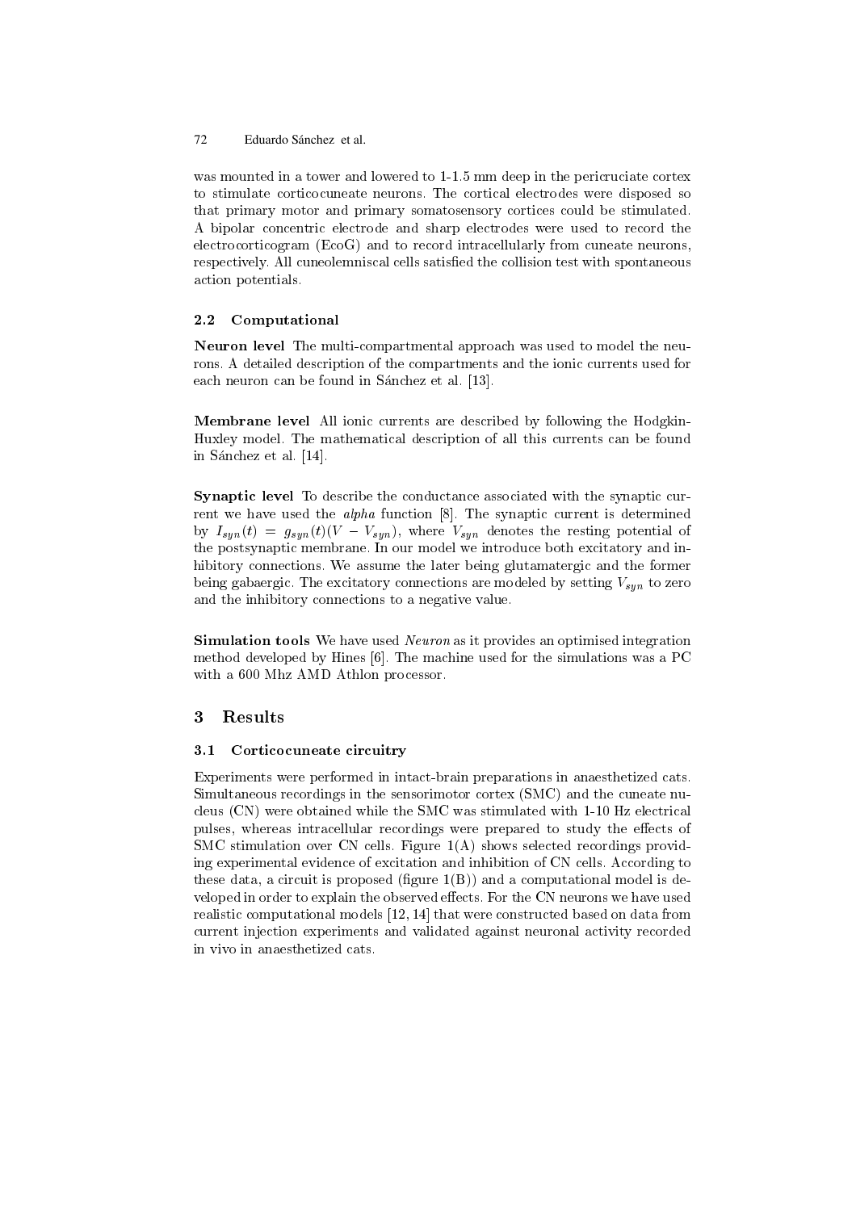was mounted in a tower and lowered to 1-1.5 mm deep in the pericruciate cortex to stimulate corticocuneate neurons. The cortical electrodes were disposed so that primary motor and primary somatosensory cortices could be stimulated. A bipolar concentric electrode and sharp electrodes were used to record the electrocorticogram (EcoG) and to record intracellularly from cuneate neurons, respectively. All cuneolemniscal cells satisfied the collision test with spontaneous action potentials.

### 2.2 Computational

**Neuron level** The multi-compartmental approach was used to model the neurons. A detailed description of the compartments and the ionic currents used for each neuron can be found in Sánchez et al. [13].

**Membrane level** All ionic currents are described by following the Hodgkin-Huxley model. The mathematical description of all this currents can be found in Sánchez et al. [14].

**Synaptic level** To describe the conductance associated with the synaptic current we have used the *alpha* function [8]. The synaptic current is determined by $I_{syn}(t) = g_{syn}(t)(V - V_{syn})$, where $V_{syn}$ denotes the resting potential of the postsynaptic membrane. In our model we introduce both excitatory and inhibitory connections. We assume the later being glutamatergic and the former being gabaergic. The excitatory connections are modeled by setting $V_{syn}$ to zero and the inhibitory connections to a negative value.

**Simulation tools** We have used *Neuron* as it provides an optimised integration method developed by Hines [6]. The machine used for the simulations was a PC with a 600 Mhz AMD Athlon processor.

## 3 Results

### 3.1 Corticocuneate circuitry

Experiments were performed in intact-brain preparations in anaesthetized cats. Simultaneous recordings in the sensorimotor cortex (SMC) and the cuneate nucleus (CN) were obtained while the SMC was stimulated with 1-10 Hz electrical pulses, whereas intracellular recordings were prepared to study the effects of SMC stimulation over CN cells. Figure 1(A) shows selected recordings providing experimental evidence of excitation and inhibition of CN cells. According to these data, a circuit is proposed (figure 1(B)) and a computational model is developed in order to explain the observed effects. For the CN neurons we have used realistic computational models [12, 14] that were constructed based on data from current injection experiments and validated against neuronal activity recorded in vivo in anaesthetized cats.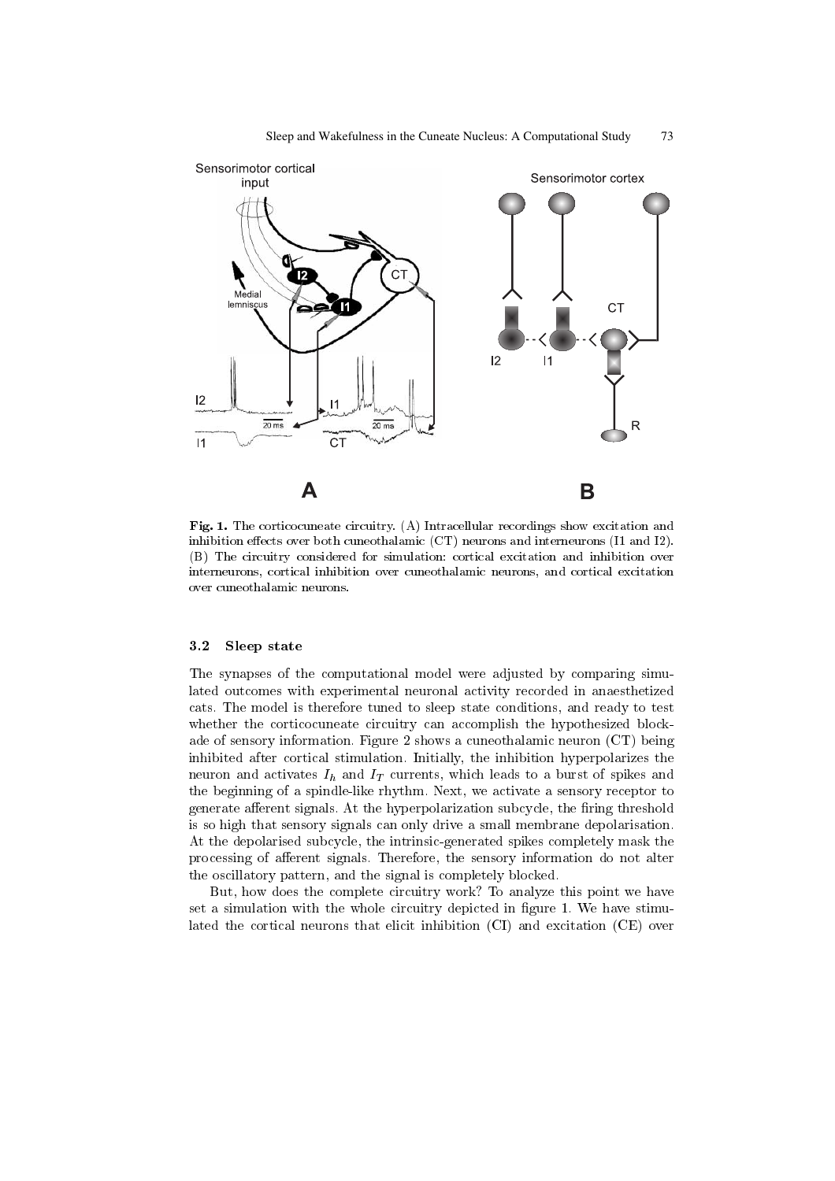**Fig. 1.** The corticocuneate circuitry. (A) Intracellular recordings show excitation and inhibition effects over both cuneothalamic (CT) neurons and interneurons (I1 and I2). (B) The circuitry considered for simulation: cortical excitation and inhibition over interneurons, cortical inhibition over cuneothalamic neurons, and cortical excitation over cuneothalamic neurons.

### 3.2 Sleep state

The synapses of the computational model were adjusted by comparing simulated outcomes with experimental neuronal activity recorded in anaesthetized cats. The model is therefore tuned to sleep state conditions, and ready to test whether the corticocuneate circuitry can accomplish the hypothesized blockade of sensory information. Figure 2 shows a cuneothalamic neuron (CT) being inhibited after cortical stimulation. Initially, the inhibition hyperpolarizes the neuron and activates $I_h$ and $I_T$ currents, which leads to a burst of spikes and the beginning of a spindle-like rhythm. Next, we activate a sensory receptor to generate afferent signals. At the hyperpolarization subcycle, the firing threshold is so high that sensory signals can only drive a small membrane depolarisation. At the depolarised subcycle, the intrinsic-generated spikes completely mask the processing of afferent signals. Therefore, the sensory information do not alter the oscillatory pattern, and the signal is completely blocked.

But, how does the complete circuitry work? To analyze this point we have set a simulation with the whole circuitry depicted in figure 1. We have stimulated the cortical neurons that elicit inhibition (CI) and excitation (CE) over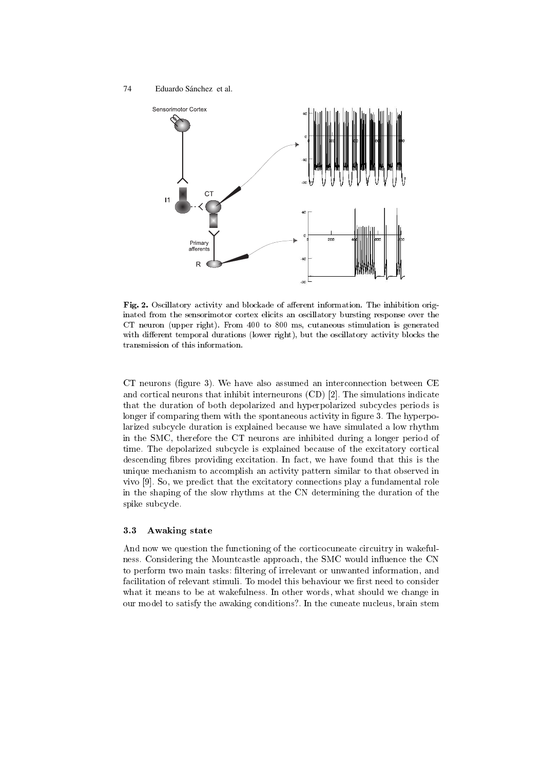**Fig. 2.** Oscillatory activity and blockade of afferent information. The inhibition originated from the sensorimotor cortex elicits an oscillatory bursting response over the CT neuron (upper right). From 400 to 800 ms, cutaneous stimulation is generated with different temporal durations (lower right), but the oscillatory activity blocks the transmission of this information.

CT neurons (figure 3). We have also assumed an interconnection between CE and cortical neurons that inhibit interneurons (CD) [2]. The simulations indicate that the duration of both depolarized and hyperpolarized subcycles periods is longer if comparing them with the spontaneous activity in figure 3. The hyperpolarized subcycle duration is explained because we have simulated a low rhythm in the SMC, therefore the CT neurons are inhibited during a longer period of time. The depolarized subcycle is explained because of the excitatory cortical descending fibres providing excitation. In fact, we have found that this is the unique mechanism to accomplish an activity pattern similar to that observed in vivo [9]. So, we predict that the excitatory connections play a fundamental role in the shaping of the slow rhythms at the CN determining the duration of the spike subcycle.

### 3.3 Awaking state

And now we question the functioning of the corticocuneate circuitry in wakefulness. Considering the Mountcastle approach, the SMC would influence the CN to perform two main tasks: filtering of irrelevant or unwanted information, and facilitation of relevant stimuli. To model this behaviour we first need to consider what it means to be at wakefulness. In other words, what should we change in our model to satisfy the awaking conditions?. In the cuneate nucleus, brain stem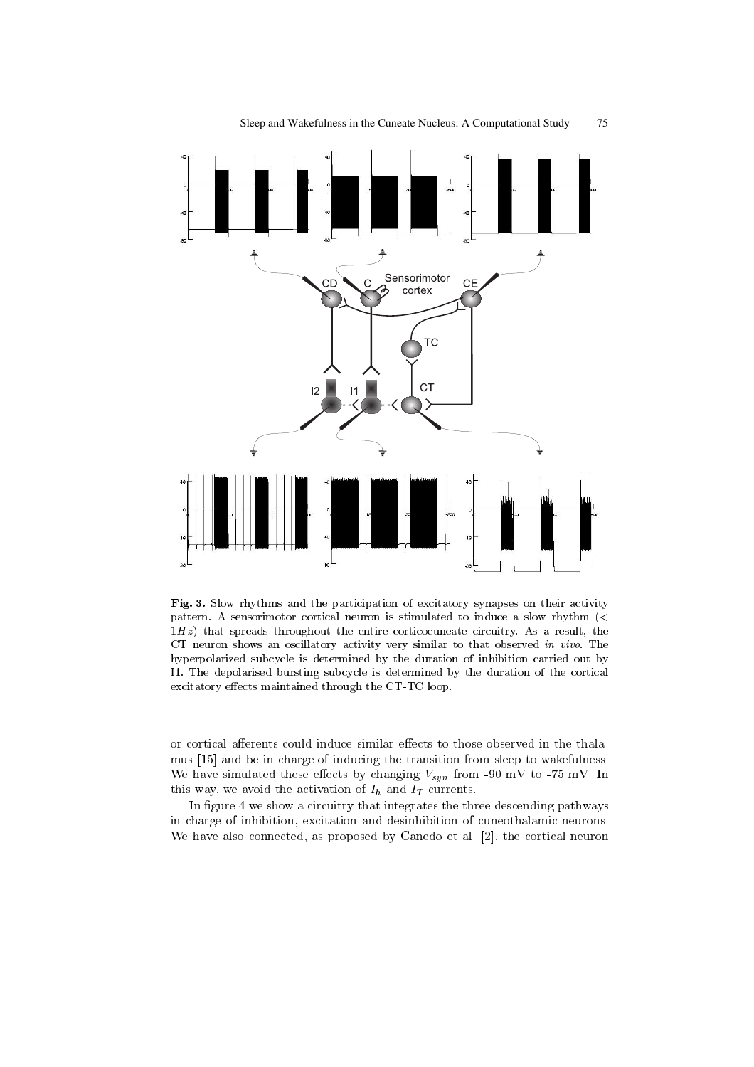**Fig. 3.** Slow rhythms and the participation of excitatory synapses on their activity pattern. A sensorimotor cortical neuron is stimulated to induce a slow rhythm ($< 1Hz$) that spreads throughout the entire corticocuneate circuitry. As a result, the CT neuron shows an oscillatory activity very similar to that observed *in vivo*. The hyperpolarized subcycle is determined by the duration of inhibition carried out by I1. The depolarised bursting subcycle is determined by the duration of the cortical excitatory effects maintained through the CT-TC loop.

or cortical afferents could induce similar effects to those observed in the thalamus [15] and be in charge of inducing the transition from sleep to wakefulness. We have simulated these effects by changing $V_{syn}$ from -90 mV to -75 mV. In this way, we avoid the activation of $I_h$ and $I_T$ currents.

In figure 4 we show a circuitry that integrates the three descending pathways in charge of inhibition, excitation and desinhibition of cuneothalamic neurons. We have also connected, as proposed by Canedo et al. [2], the cortical neuron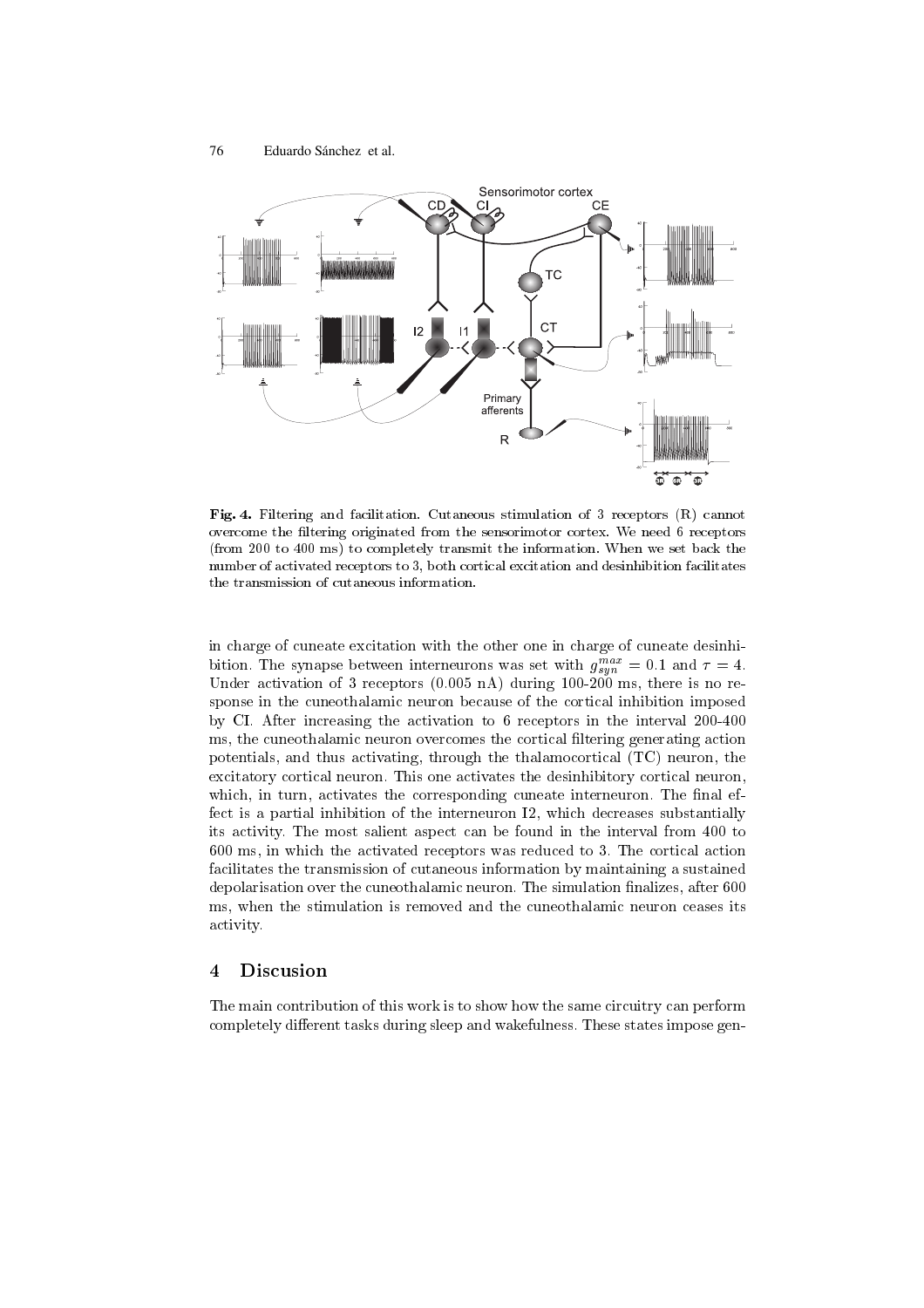**Fig. 4.** Filtering and facilitation. Cutaneous stimulation of 3 receptors (R) cannot overcome the filtering originated from the sensorimotor cortex. We need 6 receptors (from 200 to 400 ms) to completely transmit the information. When we set back the number of activated receptors to 3, both cortical excitation and desinhibition facilitates the transmission of cutaneous information.

in charge of cuneate excitation with the other one in charge of cuneate desinhibition. The synapse between interneurons was set with $g_{syn}^{max} = 0.1$ and $\tau = 4$. Under activation of 3 receptors (0.005 nA) during 100-200 ms, there is no response in the cuneothalamic neuron because of the cortical inhibition imposed by CI. After increasing the activation to 6 receptors in the interval 200-400 ms, the cuneothalamic neuron overcomes the cortical filtering generating action potentials, and thus activating, through the thalamocortical (TC) neuron, the excitatory cortical neuron. This one activates the desinhibitory cortical neuron, which, in turn, activates the corresponding cuneate interneuron. The final effect is a partial inhibition of the interneuron I2, which decreases substantially its activity. The most salient aspect can be found in the interval from 400 to 600 ms, in which the activated receptors was reduced to 3. The cortical action facilitates the transmission of cutaneous information by maintaining a sustained depolarisation over the cuneothalamic neuron. The simulation finalizes, after 600 ms, when the stimulation is removed and the cuneothalamic neuron ceases its activity.

## 4 Discusion

The main contribution of this work is to show how the same circuitry can perform completely different tasks during sleep and wakefulness. These states impose gen-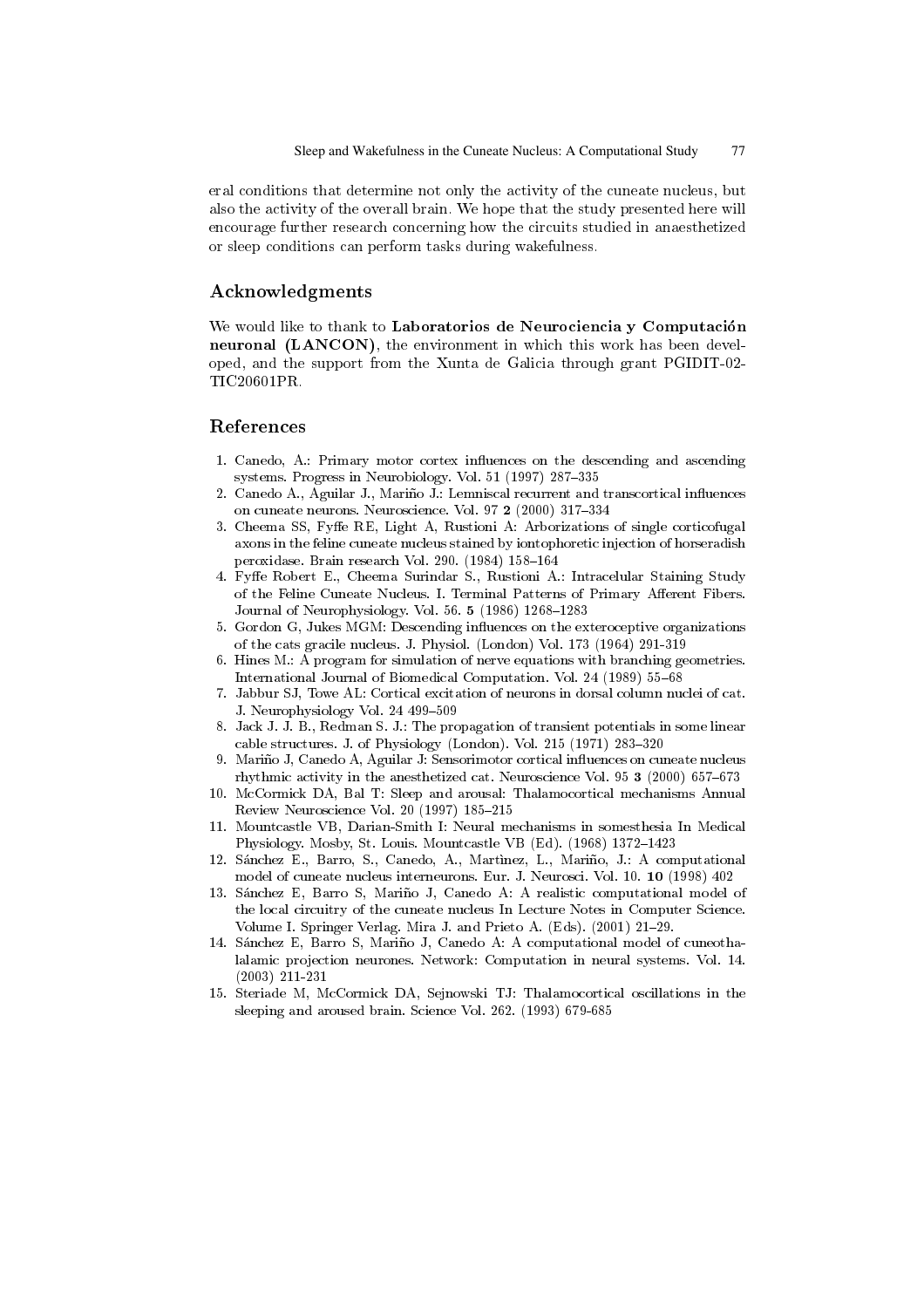eral conditions that determine not only the activity of the cuneate nucleus, but also the activity of the overall brain. We hope that the study presented here will encourage further research concerning how the circuits studied in anaesthetized or sleep conditions can perform tasks during wakefulness.

## Acknowledgments

We would like to thank to **Laboratorios de Neurociencia y Computación neuronal (LANCON)**, the environment in which this work has been developed, and the support from the Xunta de Galicia through grant PGIDIT-02-TIC20601PR.

## References

1. Canedo, A.: Primary motor cortex influences on the descending and ascending systems. Progress in Neurobiology. Vol. 51 (1997) 287–335
2. Canedo A., Aguilar J., Mariño J.: Lemniscal recurrent and transcortical influences on cuneate neurons. Neuroscience. Vol. 97 **2** (2000) 317–334
3. Cheema SS, Fyffe RE, Light A, Rustioni A: Arborizations of single corticofugal axons in the feline cuneate nucleus stained by iontophoretic injection of horseradish peroxidase. Brain research Vol. 290. (1984) 158–164
4. Fyffe Robert E., Cheema Surindar S., Rustioni A.: Intracelular Staining Study of the Feline Cuneate Nucleus. I. Terminal Patterns of Primary Afferent Fibers. Journal of Neurophysiology. Vol. 56. **5** (1986) 1268–1283
5. Gordon G, Jukes MGM: Descending influences on the exteroceptive organizations of the cats gracile nucleus. J. Physiol. (London) Vol. 173 (1964) 291-319
6. Hines M.: A program for simulation of nerve equations with branching geometries. International Journal of Biomedical Computation. Vol. 24 (1989) 55–68
7. Jabbur SJ, Towe AL: Cortical excitation of neurons in dorsal column nuclei of cat. J. Neurophysiology Vol. 24 499–509
8. Jack J. J. B., Redman S. J.: The propagation of transient potentials in some linear cable structures. J. of Physiology (London). Vol. 215 (1971) 283–320
9. Mariño J, Canedo A, Aguilar J: Sensorimotor cortical influences on cuneate nucleus rhythmic activity in the anesthetized cat. Neuroscience Vol. 95 **3** (2000) 657–673
10. McCormick DA, Bal T: Sleep and arousal: Thalamocortical mechanisms Annual Review Neuroscience Vol. 20 (1997) 185–215
11. Mountcastle VB, Darian-Smith I: Neural mechanisms in somesthesia In Medical Physiology. Mosby, St. Louis. Mountcastle VB (Ed). (1968) 1372–1423
12. Sánchez E., Barro, S., Canedo, A., Martinez, L., Mariño, J.: A computational model of cuneate nucleus interneurons. Eur. J. Neurosci. Vol. 10. **10** (1998) 402
13. Sánchez E, Barro S, Mariño J, Canedo A: A realistic computational model of the local circuitry of the cuneate nucleus In Lecture Notes in Computer Science. Volume I. Springer Verlag. Mira J. and Prieto A. (Eds). (2001) 21–29.
14. Sánchez E, Barro S, Mariño J, Canedo A: A computational model of cuneothalalamic projection neurones. Network: Computation in neural systems. Vol. 14. (2003) 211-231
15. Steriade M, McCormick DA, Sejnowski TJ: Thalamocortical oscillations in the sleeping and aroused brain. Science Vol. 262. (1993) 679-685